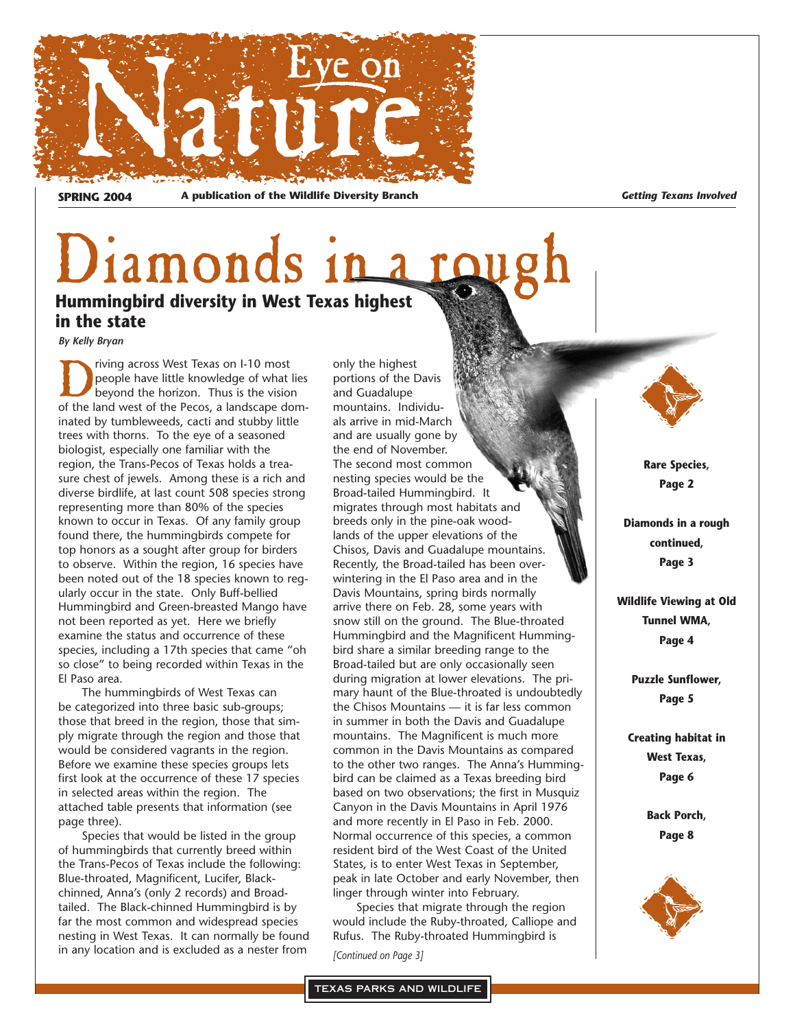# Eye on Nature

**SPRING 2004** **A publication of the Wildlife Diversity Branch** ***Getting Texans Involved***

# Diamonds in a rough

## Hummingbird diversity in West Texas highest in the state

*By Kelly Bryan*

Driving across West Texas on I-10 most people have little knowledge of what lies beyond the horizon. Thus is the vision of the land west of the Pecos, a landscape dominated by tumbleweeds, cacti and stubby little trees with thorns. To the eye of a seasoned biologist, especially one familiar with the region, the Trans-Pecos of Texas holds a treasure chest of jewels. Among these is a rich and diverse birdlife, at last count 508 species strong representing more than 80% of the species known to occur in Texas. Of any family group found there, the hummingbirds compete for top honors as a sought after group for birders to observe. Within the region, 16 species have been noted out of the 18 species known to regularly occur in the state. Only Buff-bellied Hummingbird and Green-breasted Mango have not been reported as yet. Here we briefly examine the status and occurrence of these species, including a 17th species that came "oh so close" to being recorded within Texas in the El Paso area.

The hummingbirds of West Texas can be categorized into three basic sub-groups; those that breed in the region, those that simply migrate through the region and those that would be considered vagrants in the region. Before we examine these species groups lets first look at the occurrence of these 17 species in selected areas within the region. The attached table presents that information (see page three).

Species that would be listed in the group of hummingbirds that currently breed within the Trans-Pecos of Texas include the following: Blue-throated, Magnificent, Lucifer, Black-chinned, Anna's (only 2 records) and Broad-tailed. The Black-chinned Hummingbird is by far the most common and widespread species nesting in West Texas. It can normally be found in any location and is excluded as a nester from only the highest portions of the Davis and Guadalupe mountains. Individuals arrive in mid-March and are usually gone by the end of November. The second most common nesting species would be the Broad-tailed Hummingbird. It migrates through most habitats and breeds only in the pine-oak woodlands of the upper elevations of the Chisos, Davis and Guadalupe mountains. Recently, the Broad-tailed has been over-wintering in the El Paso area and in the Davis Mountains, spring birds normally arrive there on Feb. 28, some years with snow still on the ground. The Blue-throated Hummingbird and the Magnificent Hummingbird share a similar breeding range to the Broad-tailed but are only occasionally seen during migration at lower elevations. The primary haunt of the Blue-throated is undoubtedly the Chisos Mountains — it is far less common in summer in both the Davis and Guadalupe mountains. The Magnificent is much more common in the Davis Mountains as compared to the other two ranges. The Anna's Hummingbird can be claimed as a Texas breeding bird based on two observations; the first in Musquiz Canyon in the Davis Mountains in April 1976 and more recently in El Paso in Feb. 2000. Normal occurrence of this species, a common resident bird of the West Coast of the United States, is to enter West Texas in September, peak in late October and early November, then linger through winter into February.

Species that migrate through the region would include the Ruby-throated, Calliope and Rufus. The Ruby-throated Hummingbird is

*[Continued on Page 3]*

**Rare Species, Page 2**

**Diamonds in a rough continued, Page 3**

**Wildlife Viewing at Old Tunnel WMA, Page 4**

**Puzzle Sunflower, Page 5**

**Creating habitat in West Texas, Page 6**

**Back Porch, Page 8**

TEXAS PARKS AND WILDLIFE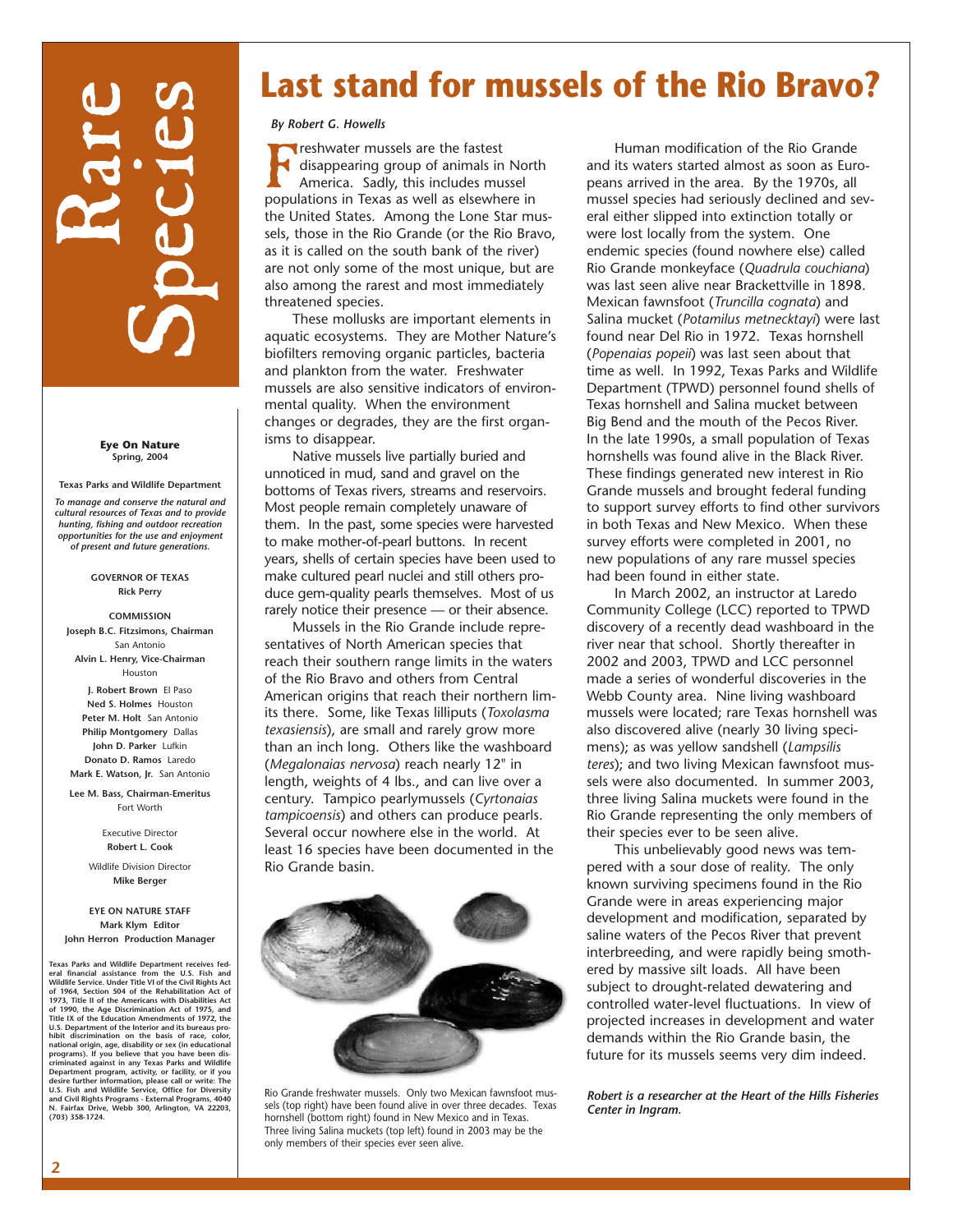# Rare Species

**Eye On Nature**
**Spring, 2004**

**Texas Parks and Wildlife Department**

*To manage and conserve the natural and cultural resources of Texas and to provide hunting, fishing and outdoor recreation opportunities for the use and enjoyment of present and future generations.*

**GOVERNOR OF TEXAS**
**Rick Perry**

**COMMISSION**
**Joseph B.C. Fitzsimons, Chairman** San Antonio
**Alvin L. Henry, Vice-Chairman** Houston
**J. Robert Brown** El Paso
**Ned S. Holmes** Houston
**Peter M. Holt** San Antonio
**Philip Montgomery** Dallas
**John D. Parker** Lufkin
**Donato D. Ramos** Laredo
**Mark E. Watson, Jr.** San Antonio

**Lee M. Bass, Chairman-Emeritus** Fort Worth

Executive Director
**Robert L. Cook**

Wildlife Division Director
**Mike Berger**

**EYE ON NATURE STAFF**
**Mark Klym** Editor
**John Herron** Production Manager

**Texas Parks and Wildlife Department receives federal financial assistance from the U.S. Fish and Wildlife Service. Under Title VI of the Civil Rights Act of 1964, Section 504 of the Rehabilitation Act of 1973, Title II of the Americans with Disabilities Act of 1990, the Age Discrimination Act of 1975, and Title IX of the Education Amendments of 1972, the U.S. Department of the Interior and its bureaus prohibit discrimination on the basis of race, color, national origin, age, disability or sex (in educational programs). If you believe that you have been discriminated against in any Texas Parks and Wildlife Department program, activity, or facility, or if you desire further information, please call or write: The U.S. Fish and Wildlife Service, Office for Diversity and Civil Rights Programs - External Programs, 4040 N. Fairfax Drive, Webb 300, Arlington, VA 22203, (703) 358-1724.**

# Last stand for mussels of the Rio Bravo?

*By Robert G. Howells*

Freshwater mussels are the fastest disappearing group of animals in North America. Sadly, this includes mussel populations in Texas as well as elsewhere in the United States. Among the Lone Star mussels, those in the Rio Grande (or the Rio Bravo, as it is called on the south bank of the river) are not only some of the most unique, but are also among the rarest and most immediately threatened species.

These mollusks are important elements in aquatic ecosystems. They are Mother Nature's biofilters removing organic particles, bacteria and plankton from the water. Freshwater mussels are also sensitive indicators of environmental quality. When the environment changes or degrades, they are the first organisms to disappear.

Native mussels live partially buried and unnoticed in mud, sand and gravel on the bottoms of Texas rivers, streams and reservoirs. Most people remain completely unaware of them. In the past, some species were harvested to make mother-of-pearl buttons. In recent years, shells of certain species have been used to make cultured pearl nuclei and still others produce gem-quality pearls themselves. Most of us rarely notice their presence — or their absence.

Mussels in the Rio Grande include representatives of North American species that reach their southern range limits in the waters of the Rio Bravo and others from Central American origins that reach their northern limits there. Some, like Texas lilliputs (*Toxolasma texasiensis*), are small and rarely grow more than an inch long. Others like the washboard (*Megalonaias nervosa*) reach nearly 12" in length, weights of 4 lbs., and can live over a century. Tampico pearlymussels (*Cyrtonaias tampicoensis*) and others can produce pearls. Several occur nowhere else in the world. At least 16 species have been documented in the Rio Grande basin.

Rio Grande freshwater mussels. Only two Mexican fawnsfoot mussels (top right) have been found alive in over three decades. Texas hornshell (bottom right) found in New Mexico and in Texas. Three living Salina muckets (top left) found in 2003 may be the only members of their species ever seen alive.

Human modification of the Rio Grande and its waters started almost as soon as Europeans arrived in the area. By the 1970s, all mussel species had seriously declined and several either slipped into extinction totally or were lost locally from the system. One endemic species (found nowhere else) called Rio Grande monkeyface (*Quadrula couchiana*) was last seen alive near Brackettville in 1898. Mexican fawnsfoot (*Truncilla cognata*) and Salina mucket (*Potamilus metnecktayi*) were last found near Del Rio in 1972. Texas hornshell (*Popenaias popeii*) was last seen about that time as well. In 1992, Texas Parks and Wildlife Department (TPWD) personnel found shells of Texas hornshell and Salina mucket between Big Bend and the mouth of the Pecos River. In the late 1990s, a small population of Texas hornshells was found alive in the Black River. These findings generated new interest in Rio Grande mussels and brought federal funding to support survey efforts to find other survivors in both Texas and New Mexico. When these survey efforts were completed in 2001, no new populations of any rare mussel species had been found in either state.

In March 2002, an instructor at Laredo Community College (LCC) reported to TPWD discovery of a recently dead washboard in the river near that school. Shortly thereafter in 2002 and 2003, TPWD and LCC personnel made a series of wonderful discoveries in the Webb County area. Nine living washboard mussels were located; rare Texas hornshell was also discovered alive (nearly 30 living specimens); as was yellow sandshell (*Lampsilis teres*); and two living Mexican fawnsfoot mussels were also documented. In summer 2003, three living Salina muckets were found in the Rio Grande representing the only members of their species ever to be seen alive.

This unbelievably good news was tempered with a sour dose of reality. The only known surviving specimens found in the Rio Grande were in areas experiencing major development and modification, separated by saline waters of the Pecos River that prevent interbreeding, and were rapidly being smothered by massive silt loads. All have been subject to drought-related dewatering and controlled water-level fluctuations. In view of projected increases in development and water demands within the Rio Grande basin, the future for its mussels seems very dim indeed.

***Robert is a researcher at the Heart of the Hills Fisheries Center in Ingram.***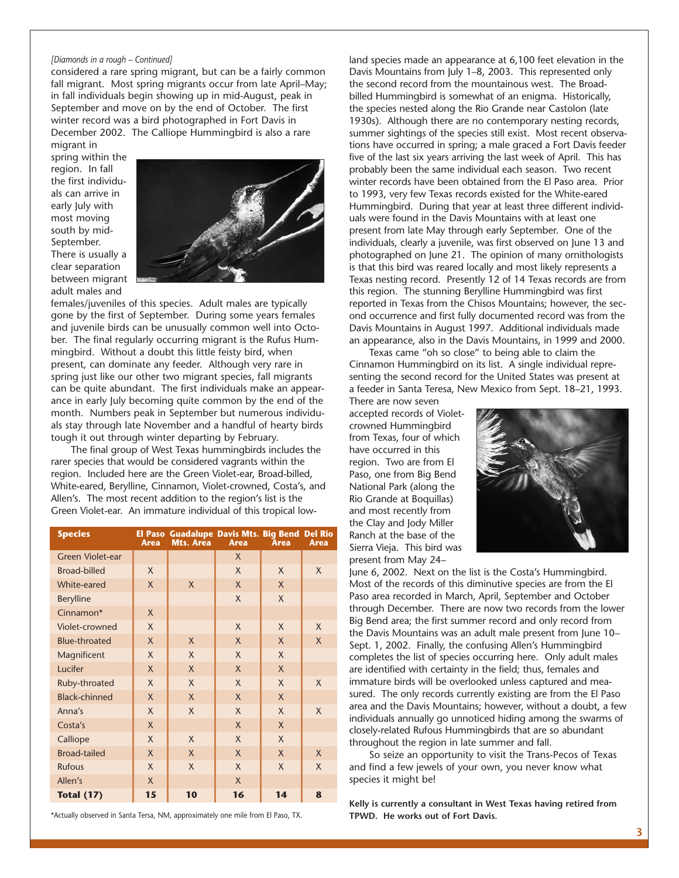*[Diamonds in a rough – Continued]*

considered a rare spring migrant, but can be a fairly common fall migrant. Most spring migrants occur from late April–May; in fall individuals begin showing up in mid-August, peak in September and move on by the end of October. The first winter record was a bird photographed in Fort Davis in December 2002. The Calliope Hummingbird is also a rare migrant in spring within the region. In fall the first individuals can arrive in early July with most moving south by mid-September. There is usually a clear separation between migrant adult males and females/juveniles of this species. Adult males are typically gone by the first of September. During some years females and juvenile birds can be unusually common well into October. The final regularly occurring migrant is the Rufus Hummingbird. Without a doubt this little feisty bird, when present, can dominate any feeder. Although very rare in spring just like our other two migrant species, fall migrants can be quite abundant. The first individuals make an appearance in early July becoming quite common by the end of the month. Numbers peak in September but numerous individuals stay through late November and a handful of hearty birds tough it out through winter departing by February.

The final group of West Texas hummingbirds includes the rarer species that would be considered vagrants within the region. Included here are the Green Violet-ear, Broad-billed, White-eared, Berylline, Cinnamon, Violet-crowned, Costa's, and Allen's. The most recent addition to the region's list is the Green Violet-ear. An immature individual of this tropical lowland species made an appearance at 6,100 feet elevation in the Davis Mountains from July 1–8, 2003. This represented only the second record from the mountainous west. The Broad-billed Hummingbird is somewhat of an enigma. Historically, the species nested along the Rio Grande near Castolon (late 1930s). Although there are no contemporary nesting records, summer sightings of the species still exist. Most recent observations have occurred in spring; a male graced a Fort Davis feeder five of the last six years arriving the last week of April. This has probably been the same individual each season. Two recent winter records have been obtained from the El Paso area. Prior to 1993, very few Texas records existed for the White-eared Hummingbird. During that year at least three different individuals were found in the Davis Mountains with at least one present from late May through early September. One of the individuals, clearly a juvenile, was first observed on June 13 and photographed on June 21. The opinion of many ornithologists is that this bird was reared locally and most likely represents a Texas nesting record. Presently 12 of 14 Texas records are from this region. The stunning Berylline Hummingbird was first reported in Texas from the Chisos Mountains; however, the second occurrence and first fully documented record was from the Davis Mountains in August 1997. Additional individuals made an appearance, also in the Davis Mountains, in 1999 and 2000.

Texas came "oh so close" to being able to claim the Cinnamon Hummingbird on its list. A single individual representing the second record for the United States was present at a feeder in Santa Teresa, New Mexico from Sept. 18–21, 1993. There are now seven accepted records of Violet-crowned Hummingbird from Texas, four of which have occurred in this region. Two are from El Paso, one from Big Bend National Park (along the Rio Grande at Boquillas) and most recently from the Clay and Jody Miller Ranch at the base of the Sierra Vieja. This bird was present from May 24–June 6, 2002. Next on the list is the Costa's Hummingbird. Most of the records of this diminutive species are from the El Paso area recorded in March, April, September and October through December. There are now two records from the lower Big Bend area; the first summer record and only record from the Davis Mountains was an adult male present from June 10–Sept. 1, 2002. Finally, the confusing Allen's Hummingbird completes the list of species occurring here. Only adult males are identified with certainty in the field; thus, females and immature birds will be overlooked unless captured and measured. The only records currently existing are from the El Paso area and the Davis Mountains; however, without a doubt, a few individuals annually go unnoticed hiding among the swarms of closely-related Rufous Hummingbirds that are so abundant throughout the region in late summer and fall.

So seize an opportunity to visit the Trans-Pecos of Texas and find a few jewels of your own, you never know what species it might be!

| Species | El Paso Area | Guadalupe Mts. Area | Davis Mts. Area | Big Bend Area | Del Rio Area |
|---|---|---|---|---|---|
| Green Violet-ear | | | X | | |
| Broad-billed | X | | X | X | X |
| White-eared | X | X | X | X | |
| Berylline | | | X | X | |
| Cinnamon* | X | | | | |
| Violet-crowned | X | | X | X | X |
| Blue-throated | X | X | X | X | X |
| Magnificent | X | X | X | X | |
| Lucifer | X | X | X | X | |
| Ruby-throated | X | X | X | X | X |
| Black-chinned | X | X | X | X | |
| Anna's | X | X | X | X | X |
| Costa's | X | | X | X | |
| Calliope | X | X | X | X | |
| Broad-tailed | X | X | X | X | X |
| Rufous | X | X | X | X | X |
| Allen's | X | | X | | |
| **Total (17)** | **15** | **10** | **16** | **14** | **8** |

*Actually observed in Santa Tersa, NM, approximately one mile from El Paso, TX.

**Kelly is currently a consultant in West Texas having retired from TPWD. He works out of Fort Davis.**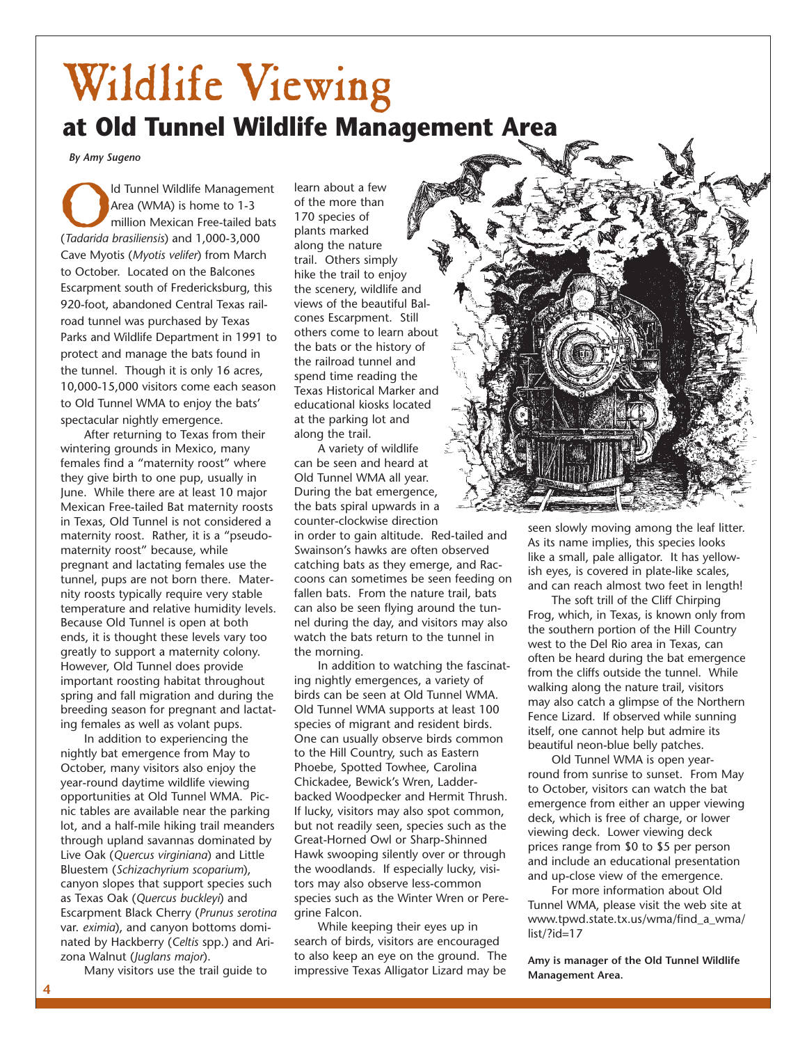# Wildlife Viewing

## at Old Tunnel Wildlife Management Area

*By Amy Sugeno*

Old Tunnel Wildlife Management Area (WMA) is home to 1-3 million Mexican Free-tailed bats (*Tadarida brasiliensis*) and 1,000-3,000 Cave Myotis (*Myotis velifer*) from March to October. Located on the Balcones Escarpment south of Fredericksburg, this 920-foot, abandoned Central Texas railroad tunnel was purchased by Texas Parks and Wildlife Department in 1991 to protect and manage the bats found in the tunnel. Though it is only 16 acres, 10,000-15,000 visitors come each season to Old Tunnel WMA to enjoy the bats' spectacular nightly emergence.

After returning to Texas from their wintering grounds in Mexico, many females find a "maternity roost" where they give birth to one pup, usually in June. While there are at least 10 major Mexican Free-tailed Bat maternity roosts in Texas, Old Tunnel is not considered a maternity roost. Rather, it is a "pseudo-maternity roost" because, while pregnant and lactating females use the tunnel, pups are not born there. Maternity roosts typically require very stable temperature and relative humidity levels. Because Old Tunnel is open at both ends, it is thought these levels vary too greatly to support a maternity colony. However, Old Tunnel does provide important roosting habitat throughout spring and fall migration and during the breeding season for pregnant and lactating females as well as volant pups.

In addition to experiencing the nightly bat emergence from May to October, many visitors also enjoy the year-round daytime wildlife viewing opportunities at Old Tunnel WMA. Picnic tables are available near the parking lot, and a half-mile hiking trail meanders through upland savannas dominated by Live Oak (*Quercus virginiana*) and Little Bluestem (*Schizachyrium scoparium*), canyon slopes that support species such as Texas Oak (*Quercus buckleyi*) and Escarpment Black Cherry (*Prunus serotina* var. *eximia*), and canyon bottoms dominated by Hackberry (*Celtis* spp.) and Arizona Walnut (*Juglans major*).

Many visitors use the trail guide to learn about a few of the more than 170 species of plants marked along the nature trail. Others simply hike the trail to enjoy the scenery, wildlife and views of the beautiful Balcones Escarpment. Still others come to learn about the bats or the history of the railroad tunnel and spend time reading the Texas Historical Marker and educational kiosks located at the parking lot and along the trail.

A variety of wildlife can be seen and heard at Old Tunnel WMA all year. During the bat emergence, the bats spiral upwards in a counter-clockwise direction in order to gain altitude. Red-tailed and Swainson's hawks are often observed catching bats as they emerge, and Raccoons can sometimes be seen feeding on fallen bats. From the nature trail, bats can also be seen flying around the tunnel during the day, and visitors may also watch the bats return to the tunnel in the morning.

In addition to watching the fascinating nightly emergences, a variety of birds can be seen at Old Tunnel WMA. Old Tunnel WMA supports at least 100 species of migrant and resident birds. One can usually observe birds common to the Hill Country, such as Eastern Phoebe, Spotted Towhee, Carolina Chickadee, Bewick's Wren, Ladder-backed Woodpecker and Hermit Thrush. If lucky, visitors may also spot common, but not readily seen, species such as the Great-Horned Owl or Sharp-Shinned Hawk swooping silently over or through the woodlands. If especially lucky, visitors may also observe less-common species such as the Winter Wren or Peregrine Falcon.

While keeping their eyes up in search of birds, visitors are encouraged to also keep an eye on the ground. The impressive Texas Alligator Lizard may be seen slowly moving among the leaf litter. As its name implies, this species looks like a small, pale alligator. It has yellowish eyes, is covered in plate-like scales, and can reach almost two feet in length!

The soft trill of the Cliff Chirping Frog, which, in Texas, is known only from the southern portion of the Hill Country west to the Del Rio area in Texas, can often be heard during the bat emergence from the cliffs outside the tunnel. While walking along the nature trail, visitors may also catch a glimpse of the Northern Fence Lizard. If observed while sunning itself, one cannot help but admire its beautiful neon-blue belly patches.

Old Tunnel WMA is open year-round from sunrise to sunset. From May to October, visitors can watch the bat emergence from either an upper viewing deck, which is free of charge, or lower viewing deck. Lower viewing deck prices range from $0 to $5 per person and include an educational presentation and up-close view of the emergence.

For more information about Old Tunnel WMA, please visit the web site at www.tpwd.state.tx.us/wma/find_a_wma/list/?id=17

**Amy is manager of the Old Tunnel Wildlife Management Area.**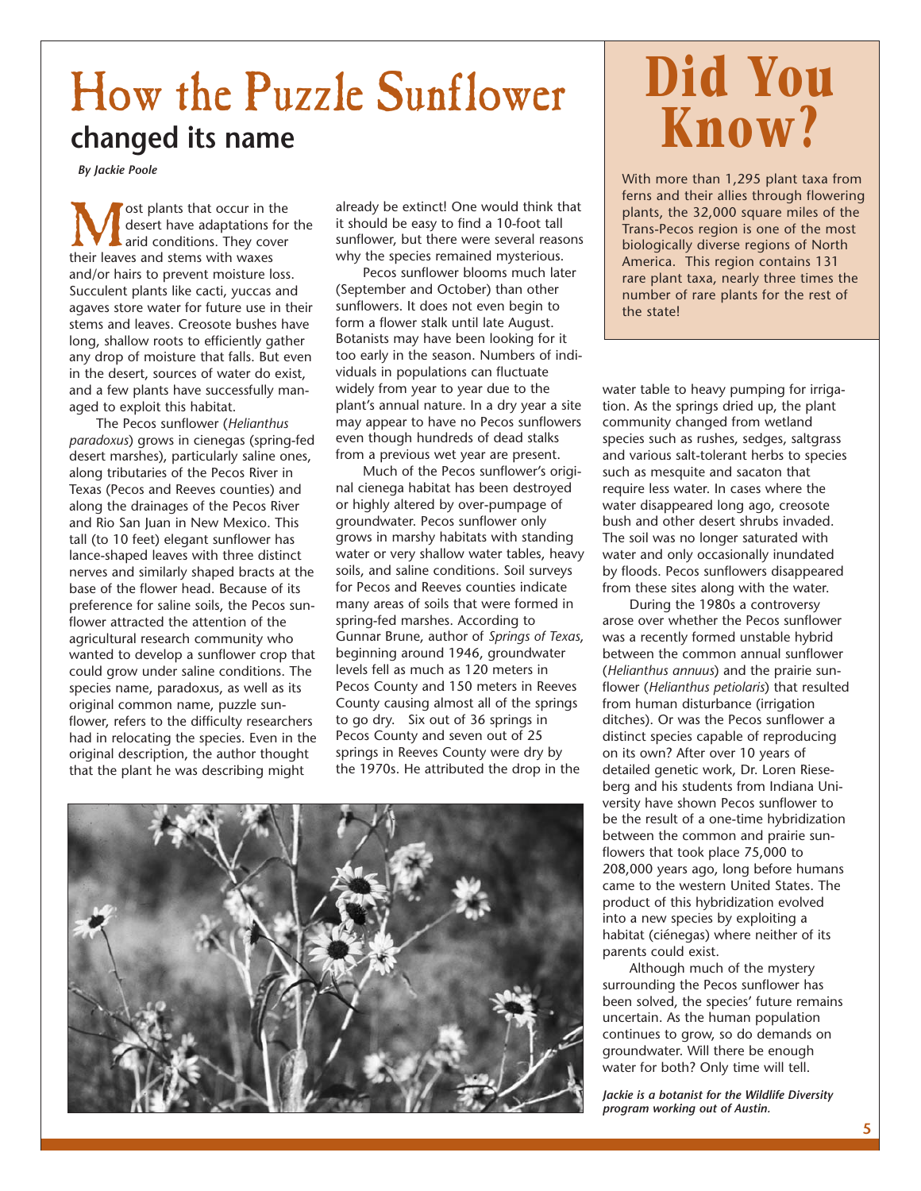# How the Puzzle Sunflower changed its name

*By Jackie Poole*

Most plants that occur in the desert have adaptations for the arid conditions. They cover their leaves and stems with waxes and/or hairs to prevent moisture loss. Succulent plants like cacti, yuccas and agaves store water for future use in their stems and leaves. Creosote bushes have long, shallow roots to efficiently gather any drop of moisture that falls. But even in the desert, sources of water do exist, and a few plants have successfully managed to exploit this habitat.

The Pecos sunflower (*Helianthus paradoxus*) grows in cienegas (spring-fed desert marshes), particularly saline ones, along tributaries of the Pecos River in Texas (Pecos and Reeves counties) and along the drainages of the Pecos River and Rio San Juan in New Mexico. This tall (to 10 feet) elegant sunflower has lance-shaped leaves with three distinct nerves and similarly shaped bracts at the base of the flower head. Because of its preference for saline soils, the Pecos sunflower attracted the attention of the agricultural research community who wanted to develop a sunflower crop that could grow under saline conditions. The species name, paradoxus, as well as its original common name, puzzle sunflower, refers to the difficulty researchers had in relocating the species. Even in the original description, the author thought that the plant he was describing might already be extinct! One would think that it should be easy to find a 10-foot tall sunflower, but there were several reasons why the species remained mysterious.

Pecos sunflower blooms much later (September and October) than other sunflowers. It does not even begin to form a flower stalk until late August. Botanists may have been looking for it too early in the season. Numbers of individuals in populations can fluctuate widely from year to year due to the plant's annual nature. In a dry year a site may appear to have no Pecos sunflowers even though hundreds of dead stalks from a previous wet year are present.

Much of the Pecos sunflower's original cienega habitat has been destroyed or highly altered by over-pumpage of groundwater. Pecos sunflower only grows in marshy habitats with standing water or very shallow water tables, heavy soils, and saline conditions. Soil surveys for Pecos and Reeves counties indicate many areas of soils that were formed in spring-fed marshes. According to Gunnar Brune, author of *Springs of Texas*, beginning around 1946, groundwater levels fell as much as 120 meters in Pecos County and 150 meters in Reeves County causing almost all of the springs to go dry. Six out of 36 springs in Pecos County and seven out of 25 springs in Reeves County were dry by the 1970s. He attributed the drop in the water table to heavy pumping for irrigation. As the springs dried up, the plant community changed from wetland species such as rushes, sedges, saltgrass and various salt-tolerant herbs to species such as mesquite and sacaton that require less water. In cases where the water disappeared long ago, creosote bush and other desert shrubs invaded. The soil was no longer saturated with water and only occasionally inundated by floods. Pecos sunflowers disappeared from these sites along with the water.

During the 1980s a controversy arose over whether the Pecos sunflower was a recently formed unstable hybrid between the common annual sunflower (*Helianthus annuus*) and the prairie sunflower (*Helianthus petiolaris*) that resulted from human disturbance (irrigation ditches). Or was the Pecos sunflower a distinct species capable of reproducing on its own? After over 10 years of detailed genetic work, Dr. Loren Rieseberg and his students from Indiana University have shown Pecos sunflower to be the result of a one-time hybridization between the common and prairie sunflowers that took place 75,000 to 208,000 years ago, long before humans came to the western United States. The product of this hybridization evolved into a new species by exploiting a habitat (ciénegas) where neither of its parents could exist.

Although much of the mystery surrounding the Pecos sunflower has been solved, the species' future remains uncertain. As the human population continues to grow, so do demands on groundwater. Will there be enough water for both? Only time will tell.

***Jackie is a botanist for the Wildlife Diversity program working out of Austin.***

## Did You Know?

With more than 1,295 plant taxa from ferns and their allies through flowering plants, the 32,000 square miles of the Trans-Pecos region is one of the most biologically diverse regions of North America. This region contains 131 rare plant taxa, nearly three times the number of rare plants for the rest of the state!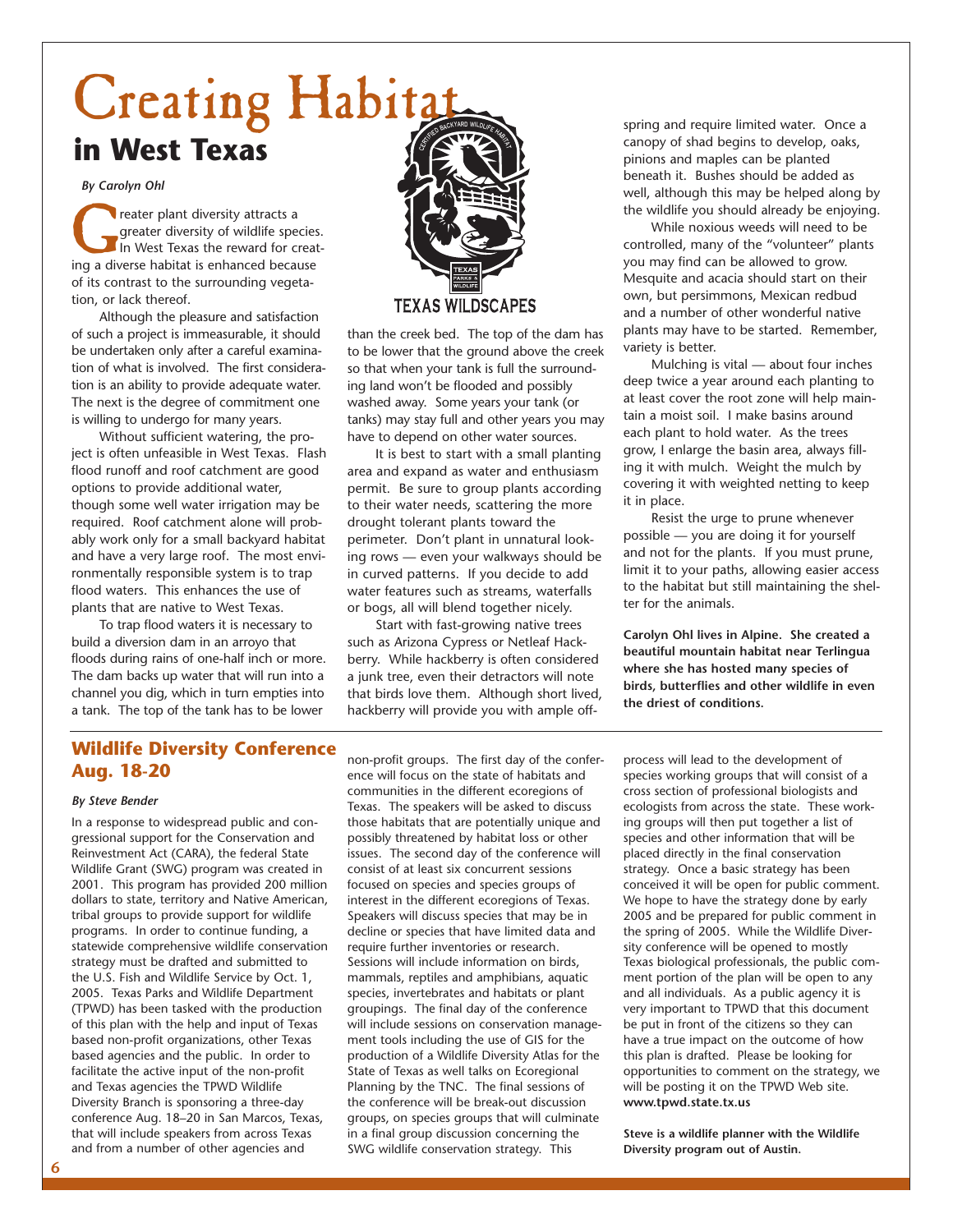# Creating Habitat
## in West Texas

*By Carolyn Ohl*

Greater plant diversity attracts a greater diversity of wildlife species. In West Texas the reward for creating a diverse habitat is enhanced because of its contrast to the surrounding vegetation, or lack thereof.

Although the pleasure and satisfaction of such a project is immeasurable, it should be undertaken only after a careful examination of what is involved. The first consideration is an ability to provide adequate water. The next is the degree of commitment one is willing to undergo for many years.

Without sufficient watering, the project is often unfeasible in West Texas. Flash flood runoff and roof catchment are good options to provide additional water, though some well water irrigation may be required. Roof catchment alone will probably work only for a small backyard habitat and have a very large roof. The most environmentally responsible system is to trap flood waters. This enhances the use of plants that are native to West Texas.

To trap flood waters it is necessary to build a diversion dam in an arroyo that floods during rains of one-half inch or more. The dam backs up water that will run into a channel you dig, which in turn empties into a tank. The top of the tank has to be lower than the creek bed. The top of the dam has to be lower that the ground above the creek so that when your tank is full the surrounding land won't be flooded and possibly washed away. Some years your tank (or tanks) may stay full and other years you may have to depend on other water sources.

It is best to start with a small planting area and expand as water and enthusiasm permit. Be sure to group plants according to their water needs, scattering the more drought tolerant plants toward the perimeter. Don't plant in unnatural looking rows — even your walkways should be in curved patterns. If you decide to add water features such as streams, waterfalls or bogs, all will blend together nicely.

Start with fast-growing native trees such as Arizona Cypress or Netleaf Hackberry. While hackberry is often considered a junk tree, even their detractors will note that birds love them. Although short lived, hackberry will provide you with ample offspring and require limited water. Once a canopy of shad begins to develop, oaks, pinions and maples can be planted beneath it. Bushes should be added as well, although this may be helped along by the wildlife you should already be enjoying.

While noxious weeds will need to be controlled, many of the "volunteer" plants you may find can be allowed to grow. Mesquite and acacia should start on their own, but persimmons, Mexican redbud and a number of other wonderful native plants may have to be started. Remember, variety is better.

Mulching is vital — about four inches deep twice a year around each planting to at least cover the root zone will help maintain a moist soil. I make basins around each plant to hold water. As the trees grow, I enlarge the basin area, always filling it with mulch. Weight the mulch by covering it with weighted netting to keep it in place.

Resist the urge to prune whenever possible — you are doing it for yourself and not for the plants. If you must prune, limit it to your paths, allowing easier access to the habitat but still maintaining the shelter for the animals.

**Carolyn Ohl lives in Alpine. She created a beautiful mountain habitat near Terlingua where she has hosted many species of birds, butterflies and other wildlife in even the driest of conditions.**

TEXAS WILDSCAPES

## Wildlife Diversity Conference Aug. 18-20

*By Steve Bender*

In a response to widespread public and congressional support for the Conservation and Reinvestment Act (CARA), the federal State Wildlife Grant (SWG) program was created in 2001. This program has provided 200 million dollars to state, territory and Native American, tribal groups to provide support for wildlife programs. In order to continue funding, a statewide comprehensive wildlife conservation strategy must be drafted and submitted to the U.S. Fish and Wildlife Service by Oct. 1, 2005. Texas Parks and Wildlife Department (TPWD) has been tasked with the production of this plan with the help and input of Texas based non-profit organizations, other Texas based agencies and the public. In order to facilitate the active input of the non-profit and Texas agencies the TPWD Wildlife Diversity Branch is sponsoring a three-day conference Aug. 18–20 in San Marcos, Texas, that will include speakers from across Texas and from a number of other agencies and non-profit groups. The first day of the conference will focus on the state of habitats and communities in the different ecoregions of Texas. The speakers will be asked to discuss those habitats that are potentially unique and possibly threatened by habitat loss or other issues. The second day of the conference will consist of at least six concurrent sessions focused on species and species groups of interest in the different ecoregions of Texas. Speakers will discuss species that may be in decline or species that have limited data and require further inventories or research. Sessions will include information on birds, mammals, reptiles and amphibians, aquatic species, invertebrates and habitats or plant groupings. The final day of the conference will include sessions on conservation management tools including the use of GIS for the production of a Wildlife Diversity Atlas for the State of Texas as well talks on Ecoregional Planning by the TNC. The final sessions of the conference will be break-out discussion groups, on species groups that will culminate in a final group discussion concerning the SWG wildlife conservation strategy. This process will lead to the development of species working groups that will consist of a cross section of professional biologists and ecologists from across the state. These working groups will then put together a list of species and other information that will be placed directly in the final conservation strategy. Once a basic strategy has been conceived it will be open for public comment. We hope to have the strategy done by early 2005 and be prepared for public comment in the spring of 2005. While the Wildlife Diversity conference will be opened to mostly Texas biological professionals, the public comment portion of the plan will be open to any and all individuals. As a public agency it is very important to TPWD that this document be put in front of the citizens so they can have a true impact on the outcome of how this plan is drafted. Please be looking for opportunities to comment on the strategy, we will be posting it on the TPWD Web site. **www.tpwd.state.tx.us**

**Steve is a wildlife planner with the Wildlife Diversity program out of Austin.**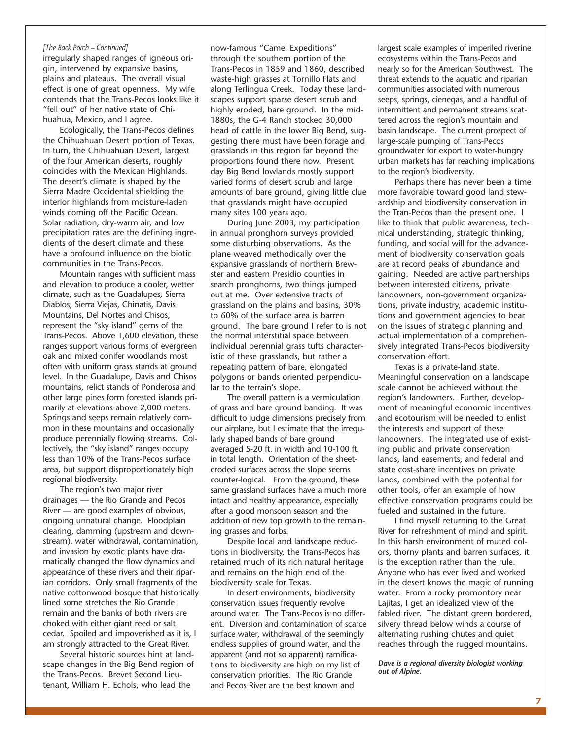*[The Back Porch – Continued]*

irregularly shaped ranges of igneous origin, intervened by expansive basins, plains and plateaus. The overall visual effect is one of great openness. My wife contends that the Trans-Pecos looks like it "fell out" of her native state of Chihuahua, Mexico, and I agree.

Ecologically, the Trans-Pecos defines the Chihuahuan Desert portion of Texas. In turn, the Chihuahuan Desert, largest of the four American deserts, roughly coincides with the Mexican Highlands. The desert's climate is shaped by the Sierra Madre Occidental shielding the interior highlands from moisture-laden winds coming off the Pacific Ocean. Solar radiation, dry-warm air, and low precipitation rates are the defining ingredients of the desert climate and these have a profound influence on the biotic communities in the Trans-Pecos.

Mountain ranges with sufficient mass and elevation to produce a cooler, wetter climate, such as the Guadalupes, Sierra Diablos, Sierra Viejas, Chinatis, Davis Mountains, Del Nortes and Chisos, represent the "sky island" gems of the Trans-Pecos. Above 1,600 elevation, these ranges support various forms of evergreen oak and mixed conifer woodlands most often with uniform grass stands at ground level. In the Guadalupe, Davis and Chisos mountains, relict stands of Ponderosa and other large pines form forested islands primarily at elevations above 2,000 meters. Springs and seeps remain relatively common in these mountains and occasionally produce perennially flowing streams. Collectively, the "sky island" ranges occupy less than 10% of the Trans-Pecos surface area, but support disproportionately high regional biodiversity.

The region's two major river drainages — the Rio Grande and Pecos River — are good examples of obvious, ongoing unnatural change. Floodplain clearing, damming (upstream and downstream), water withdrawal, contamination, and invasion by exotic plants have dramatically changed the flow dynamics and appearance of these rivers and their riparian corridors. Only small fragments of the native cottonwood bosque that historically lined some stretches the Rio Grande remain and the banks of both rivers are choked with either giant reed or salt cedar. Spoiled and impoverished as it is, I am strongly attracted to the Great River.

Several historic sources hint at landscape changes in the Big Bend region of the Trans-Pecos. Brevet Second Lieutenant, William H. Echols, who lead the now-famous "Camel Expeditions" through the southern portion of the Trans-Pecos in 1859 and 1860, described waste-high grasses at Tornillo Flats and along Terlingua Creek. Today these landscapes support sparse desert scrub and highly eroded, bare ground. In the mid-1880s, the G-4 Ranch stocked 30,000 head of cattle in the lower Big Bend, suggesting there must have been forage and grasslands in this region far beyond the proportions found there now. Present day Big Bend lowlands mostly support varied forms of desert scrub and large amounts of bare ground, giving little clue that grasslands might have occupied many sites 100 years ago.

During June 2003, my participation in annual pronghorn surveys provided some disturbing observations. As the plane weaved methodically over the expansive grasslands of northern Brewster and eastern Presidio counties in search pronghorns, two things jumped out at me. Over extensive tracts of grassland on the plains and basins, 30% to 60% of the surface area is barren ground. The bare ground I refer to is not the normal interstitial space between individual perennial grass tufts characteristic of these grasslands, but rather a repeating pattern of bare, elongated polygons or bands oriented perpendicular to the terrain's slope.

The overall pattern is a vermiculation of grass and bare ground banding. It was difficult to judge dimensions precisely from our airplane, but I estimate that the irregularly shaped bands of bare ground averaged 5-20 ft. in width and 10-100 ft. in total length. Orientation of the sheet-eroded surfaces across the slope seems counter-logical. From the ground, these same grassland surfaces have a much more intact and healthy appearance, especially after a good monsoon season and the addition of new top growth to the remaining grasses and forbs.

Despite local and landscape reductions in biodiversity, the Trans-Pecos has retained much of its rich natural heritage and remains on the high end of the biodiversity scale for Texas.

In desert environments, biodiversity conservation issues frequently revolve around water. The Trans-Pecos is no different. Diversion and contamination of scarce surface water, withdrawal of the seemingly endless supplies of ground water, and the apparent (and not so apparent) ramifications to biodiversity are high on my list of conservation priorities. The Rio Grande and Pecos River are the best known and largest scale examples of imperiled riverine ecosystems within the Trans-Pecos and nearly so for the American Southwest. The threat extends to the aquatic and riparian communities associated with numerous seeps, springs, cienegas, and a handful of intermittent and permanent streams scattered across the region's mountain and basin landscape. The current prospect of large-scale pumping of Trans-Pecos groundwater for export to water-hungry urban markets has far reaching implications to the region's biodiversity.

Perhaps there has never been a time more favorable toward good land stewardship and biodiversity conservation in the Tran-Pecos than the present one. I like to think that public awareness, technical understanding, strategic thinking, funding, and social will for the advancement of biodiversity conservation goals are at record peaks of abundance and gaining. Needed are active partnerships between interested citizens, private landowners, non-government organizations, private industry, academic institutions and government agencies to bear on the issues of strategic planning and actual implementation of a comprehensively integrated Trans-Pecos biodiversity conservation effort.

Texas is a private-land state. Meaningful conservation on a landscape scale cannot be achieved without the region's landowners. Further, development of meaningful economic incentives and ecotourism will be needed to enlist the interests and support of these landowners. The integrated use of existing public and private conservation lands, land easements, and federal and state cost-share incentives on private lands, combined with the potential for other tools, offer an example of how effective conservation programs could be fueled and sustained in the future.

I find myself returning to the Great River for refreshment of mind and spirit. In this harsh environment of muted colors, thorny plants and barren surfaces, it is the exception rather than the rule. Anyone who has ever lived and worked in the desert knows the magic of running water. From a rocky promontory near Lajitas, I get an idealized view of the fabled river. The distant green bordered, silvery thread below winds a course of alternating rushing chutes and quiet reaches through the rugged mountains.

***Dave is a regional diversity biologist working out of Alpine.***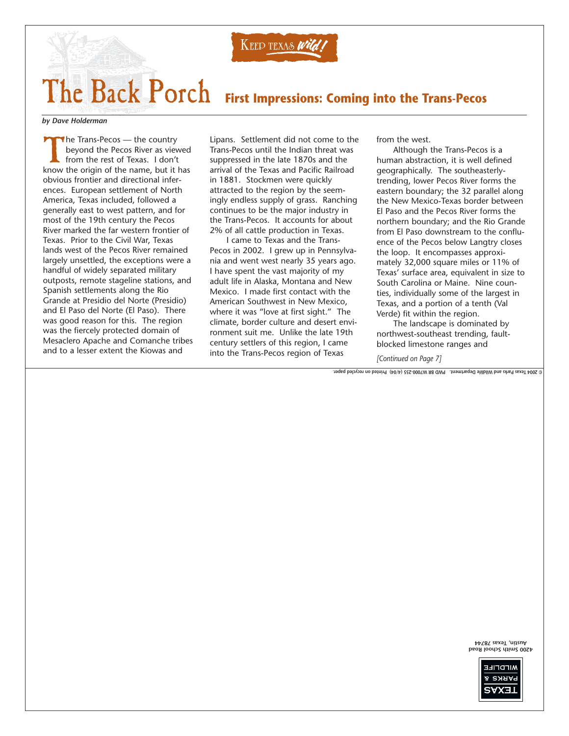KEEP TEXAS *Wild!*

# The Back Porch

## First Impressions: Coming into the Trans-Pecos

***by Dave Holderman***

The Trans-Pecos — the country beyond the Pecos River as viewed from the rest of Texas. I don't know the origin of the name, but it has obvious frontier and directional inferences. European settlement of North America, Texas included, followed a generally east to west pattern, and for most of the 19th century the Pecos River marked the far western frontier of Texas. Prior to the Civil War, Texas lands west of the Pecos River remained largely unsettled, the exceptions were a handful of widely separated military outposts, remote stageline stations, and Spanish settlements along the Rio Grande at Presidio del Norte (Presidio) and El Paso del Norte (El Paso). There was good reason for this. The region was the fiercely protected domain of Mesaclero Apache and Comanche tribes and to a lesser extent the Kiowas and Lipans. Settlement did not come to the Trans-Pecos until the Indian threat was suppressed in the late 1870s and the arrival of the Texas and Pacific Railroad in 1881. Stockmen were quickly attracted to the region by the seemingly endless supply of grass. Ranching continues to be the major industry in the Trans-Pecos. It accounts for about 2% of all cattle production in Texas.

I came to Texas and the Trans-Pecos in 2002. I grew up in Pennsylvania and went west nearly 35 years ago. I have spent the vast majority of my adult life in Alaska, Montana and New Mexico. I made first contact with the American Southwest in New Mexico, where it was "love at first sight." The climate, border culture and desert environment suit me. Unlike the late 19th century settlers of this region, I came into the Trans-Pecos region of Texas from the west.

Although the Trans-Pecos is a human abstraction, it is well defined geographically. The southeasterly-trending, lower Pecos River forms the eastern boundary; the 32 parallel along the New Mexico-Texas border between El Paso and the Pecos River forms the northern boundary; and the Rio Grande from El Paso downstream to the confluence of the Pecos below Langtry closes the loop. It encompasses approximately 32,000 square miles or 11% of Texas' surface area, equivalent in size to South Carolina or Maine. Nine counties, individually some of the largest in Texas, and a portion of a tenth (Val Verde) fit within the region.

The landscape is dominated by northwest-southeast trending, fault-blocked limestone ranges and

*[Continued on Page 7]*

© 2004 Texas Parks and Wildlife Department. PWD BR W7000-255 (4/04) Printed on recycled paper.

TEXAS PARKS & WILDLIFE

4200 Smith School Road
Austin, Texas 78744